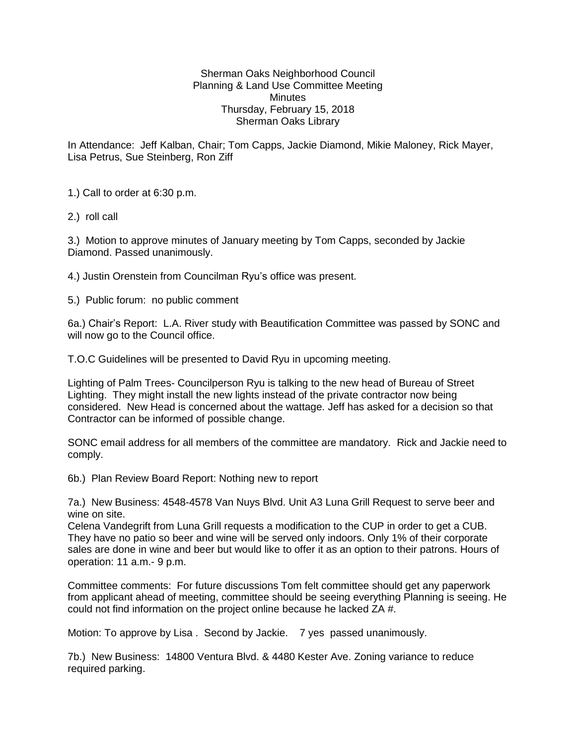Sherman Oaks Neighborhood Council
Planning & Land Use Committee Meeting
Minutes
Thursday, February 15, 2018
Sherman Oaks Library

In Attendance: Jeff Kalban, Chair; Tom Capps, Jackie Diamond, Mikie Maloney, Rick Mayer, Lisa Petrus, Sue Steinberg, Ron Ziff

1.) Call to order at 6:30 p.m.

2.) roll call

3.) Motion to approve minutes of January meeting by Tom Capps, seconded by Jackie Diamond. Passed unanimously.

4.) Justin Orenstein from Councilman Ryu's office was present.

5.) Public forum: no public comment

6a.) Chair's Report: L.A. River study with Beautification Committee was passed by SONC and will now go to the Council office.

T.O.C Guidelines will be presented to David Ryu in upcoming meeting.

Lighting of Palm Trees- Councilperson Ryu is talking to the new head of Bureau of Street Lighting. They might install the new lights instead of the private contractor now being considered. New Head is concerned about the wattage. Jeff has asked for a decision so that Contractor can be informed of possible change.

SONC email address for all members of the committee are mandatory. Rick and Jackie need to comply.

6b.) Plan Review Board Report: Nothing new to report

7a.) New Business: 4548-4578 Van Nuys Blvd. Unit A3 Luna Grill Request to serve beer and wine on site.
Celena Vandegrift from Luna Grill requests a modification to the CUP in order to get a CUB. They have no patio so beer and wine will be served only indoors. Only 1% of their corporate sales are done in wine and beer but would like to offer it as an option to their patrons. Hours of operation: 11 a.m.- 9 p.m.

Committee comments: For future discussions Tom felt committee should get any paperwork from applicant ahead of meeting, committee should be seeing everything Planning is seeing. He could not find information on the project online because he lacked ZA #.

Motion: To approve by Lisa . Second by Jackie. 7 yes passed unanimously.

7b.) New Business: 14800 Ventura Blvd. & 4480 Kester Ave. Zoning variance to reduce required parking.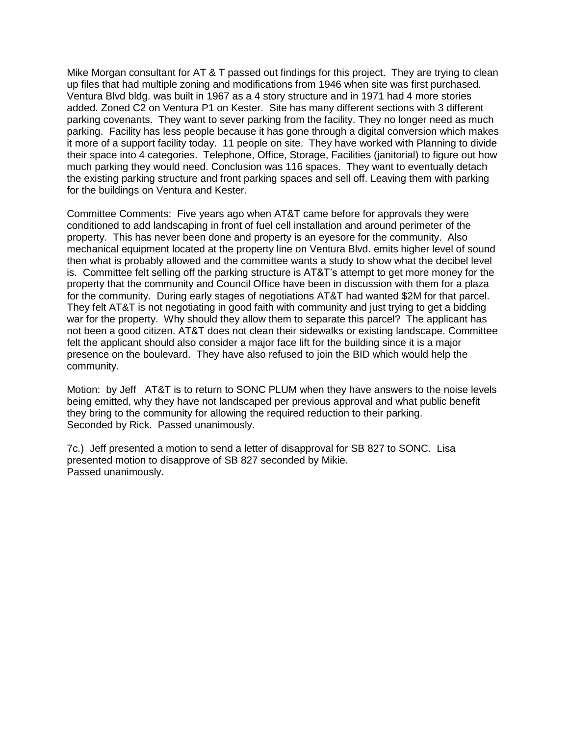Mike Morgan consultant for AT & T passed out findings for this project. They are trying to clean up files that had multiple zoning and modifications from 1946 when site was first purchased. Ventura Blvd bldg. was built in 1967 as a 4 story structure and in 1971 had 4 more stories added. Zoned C2 on Ventura P1 on Kester. Site has many different sections with 3 different parking covenants. They want to sever parking from the facility. They no longer need as much parking. Facility has less people because it has gone through a digital conversion which makes it more of a support facility today. 11 people on site. They have worked with Planning to divide their space into 4 categories. Telephone, Office, Storage, Facilities (janitorial) to figure out how much parking they would need. Conclusion was 116 spaces. They want to eventually detach the existing parking structure and front parking spaces and sell off. Leaving them with parking for the buildings on Ventura and Kester.

Committee Comments: Five years ago when AT&T came before for approvals they were conditioned to add landscaping in front of fuel cell installation and around perimeter of the property. This has never been done and property is an eyesore for the community. Also mechanical equipment located at the property line on Ventura Blvd. emits higher level of sound then what is probably allowed and the committee wants a study to show what the decibel level is. Committee felt selling off the parking structure is AT&T's attempt to get more money for the property that the community and Council Office have been in discussion with them for a plaza for the community. During early stages of negotiations AT&T had wanted $2M for that parcel. They felt AT&T is not negotiating in good faith with community and just trying to get a bidding war for the property. Why should they allow them to separate this parcel? The applicant has not been a good citizen. AT&T does not clean their sidewalks or existing landscape. Committee felt the applicant should also consider a major face lift for the building since it is a major presence on the boulevard. They have also refused to join the BID which would help the community.

Motion: by Jeff AT&T is to return to SONC PLUM when they have answers to the noise levels being emitted, why they have not landscaped per previous approval and what public benefit they bring to the community for allowing the required reduction to their parking.
Seconded by Rick. Passed unanimously.

7c.) Jeff presented a motion to send a letter of disapproval for SB 827 to SONC. Lisa presented motion to disapprove of SB 827 seconded by Mikie.
Passed unanimously.